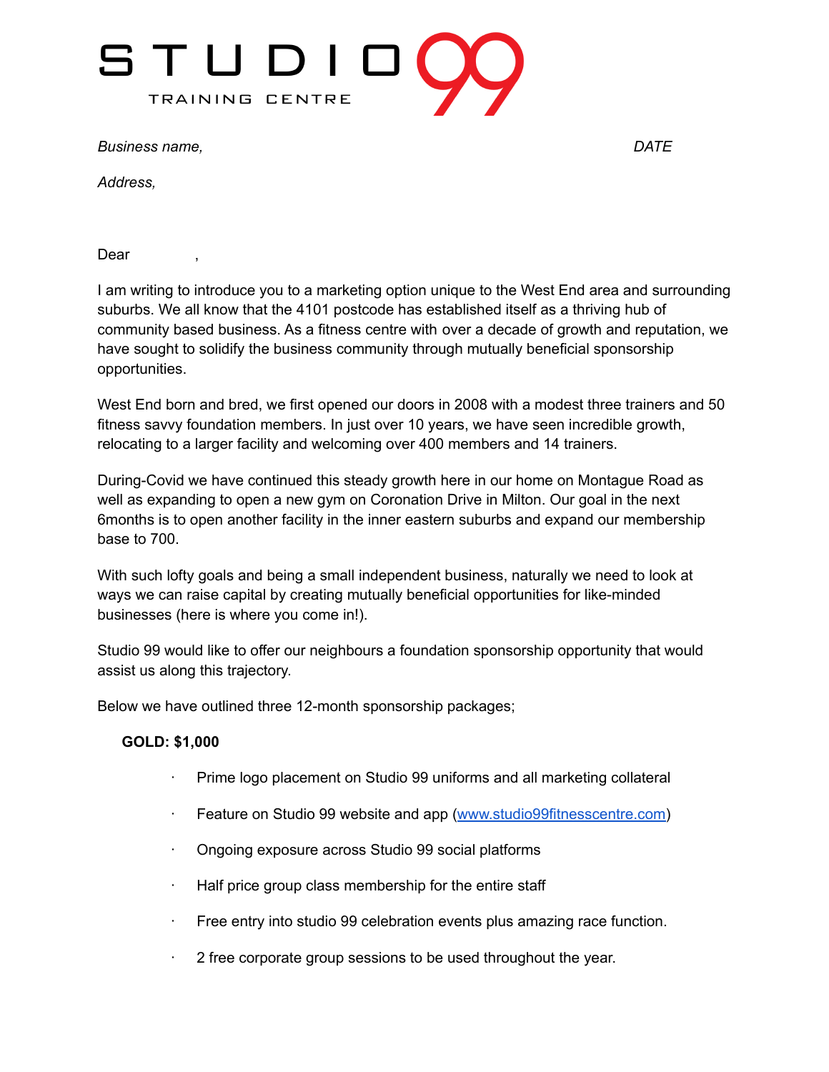# STUDIO 99

TRAINING CENTRE

*Business name,* *DATE*

*Address,*

Dear ,

I am writing to introduce you to a marketing option unique to the West End area and surrounding suburbs. We all know that the 4101 postcode has established itself as a thriving hub of community based business. As a fitness centre with over a decade of growth and reputation, we have sought to solidify the business community through mutually beneficial sponsorship opportunities.

West End born and bred, we first opened our doors in 2008 with a modest three trainers and 50 fitness savvy foundation members. In just over 10 years, we have seen incredible growth, relocating to a larger facility and welcoming over 400 members and 14 trainers.

During-Covid we have continued this steady growth here in our home on Montague Road as well as expanding to open a new gym on Coronation Drive in Milton. Our goal in the next 6months is to open another facility in the inner eastern suburbs and expand our membership base to 700.

With such lofty goals and being a small independent business, naturally we need to look at ways we can raise capital by creating mutually beneficial opportunities for like-minded businesses (here is where you come in!).

Studio 99 would like to offer our neighbours a foundation sponsorship opportunity that would assist us along this trajectory.

Below we have outlined three 12-month sponsorship packages;

**GOLD: $1,000**

- Prime logo placement on Studio 99 uniforms and all marketing collateral
- Feature on Studio 99 website and app (www.studio99fitnesscentre.com)
- Ongoing exposure across Studio 99 social platforms
- Half price group class membership for the entire staff
- Free entry into studio 99 celebration events plus amazing race function.
- 2 free corporate group sessions to be used throughout the year.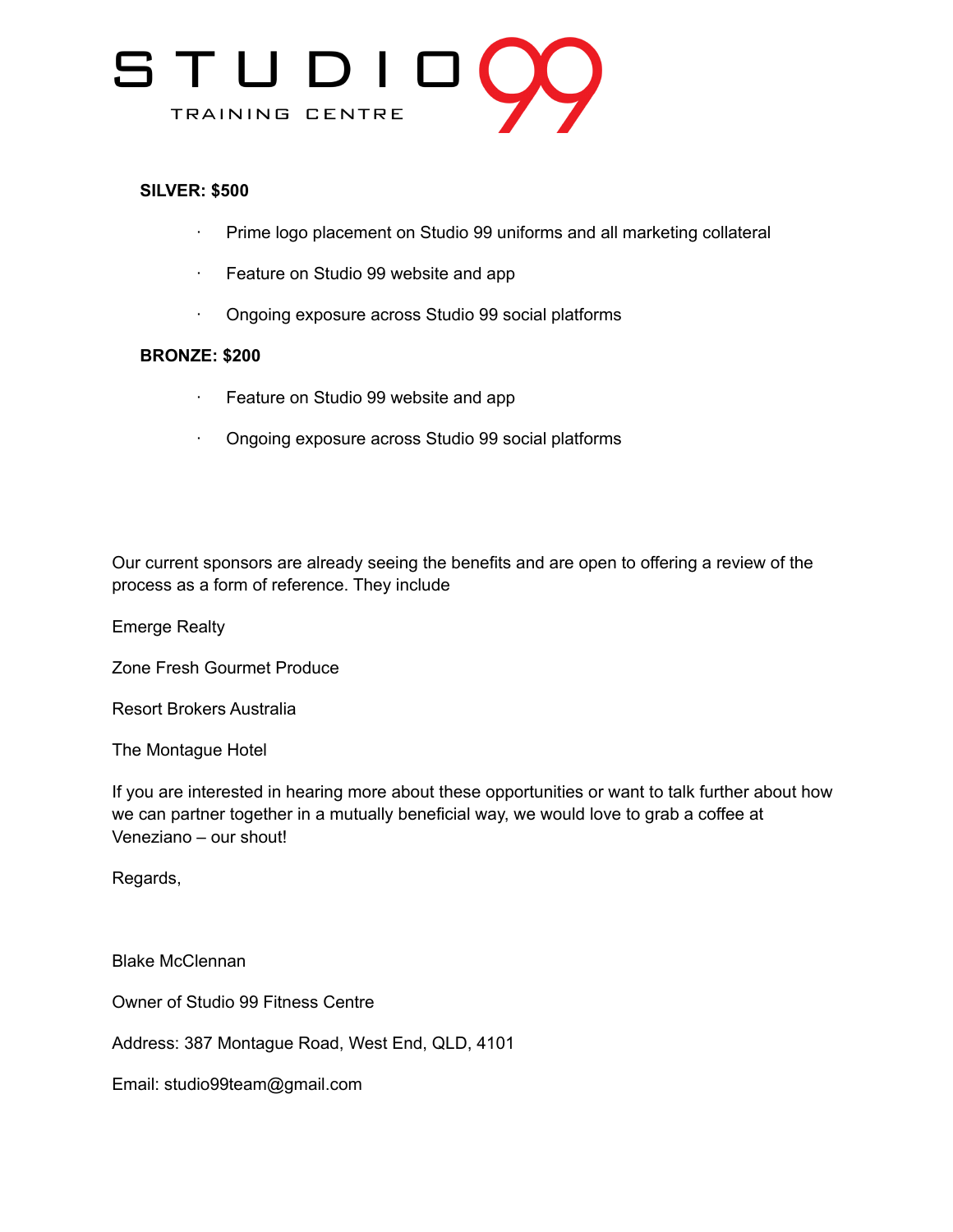**SILVER: $500**

- Prime logo placement on Studio 99 uniforms and all marketing collateral
- Feature on Studio 99 website and app
- Ongoing exposure across Studio 99 social platforms

**BRONZE: $200**

- Feature on Studio 99 website and app
- Ongoing exposure across Studio 99 social platforms

Our current sponsors are already seeing the benefits and are open to offering a review of the process as a form of reference. They include

Emerge Realty

Zone Fresh Gourmet Produce

Resort Brokers Australia

The Montague Hotel

If you are interested in hearing more about these opportunities or want to talk further about how we can partner together in a mutually beneficial way, we would love to grab a coffee at Veneziano – our shout!

Regards,

Blake McClennan

Owner of Studio 99 Fitness Centre

Address: 387 Montague Road, West End, QLD, 4101

Email: studio99team@gmail.com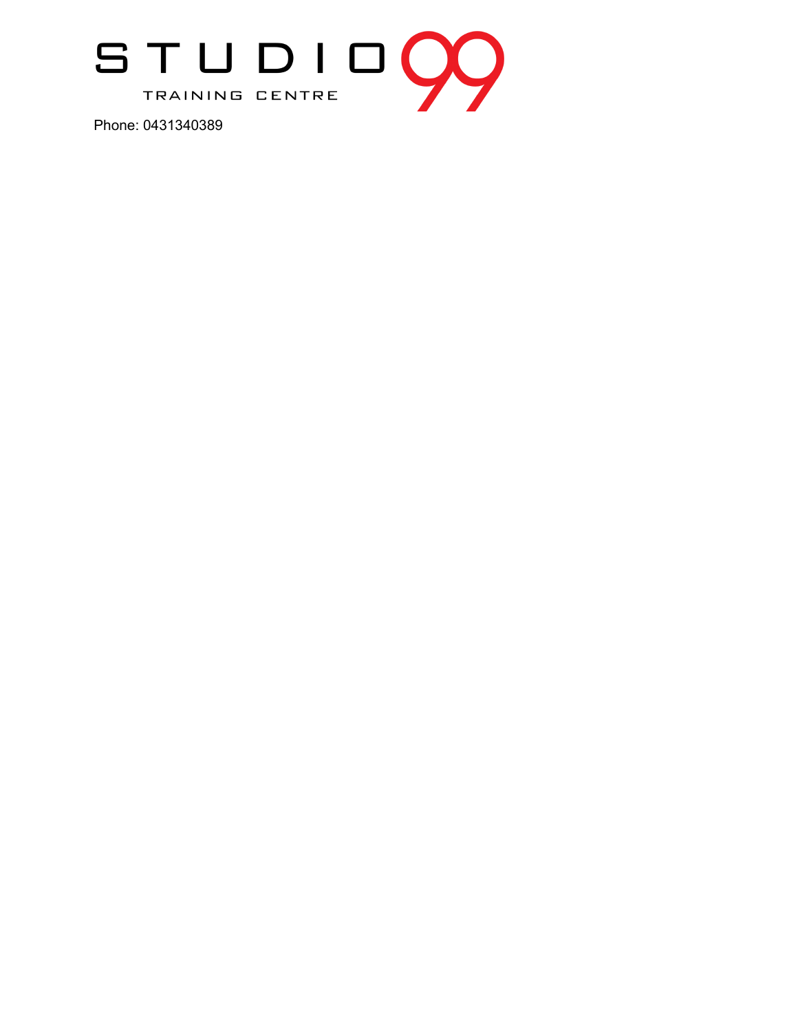STUDIO 99

TRAINING CENTRE

Phone: 0431340389